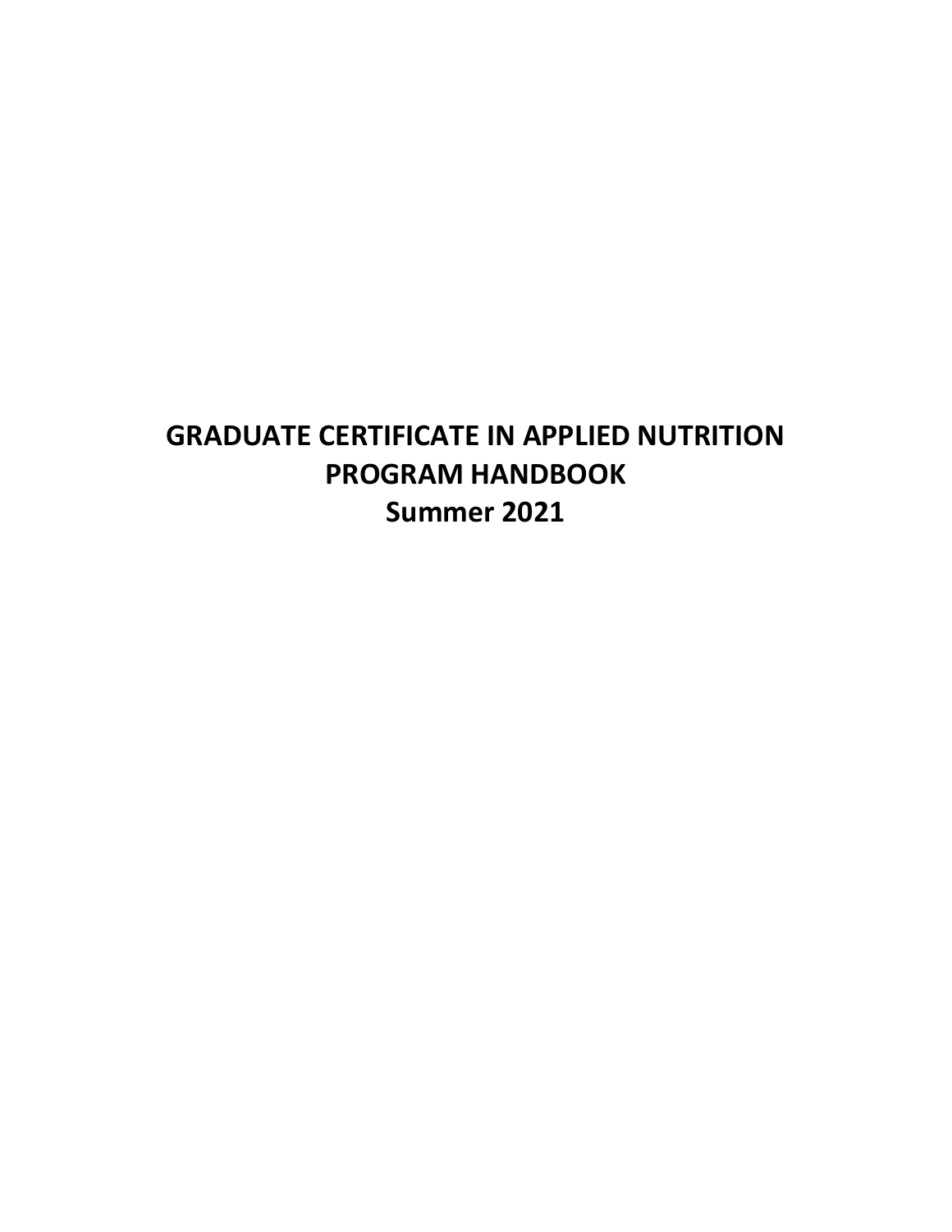# GRADUATE CERTIFICATE IN APPLIED NUTRITION
# PROGRAM HANDBOOK
# Summer 2021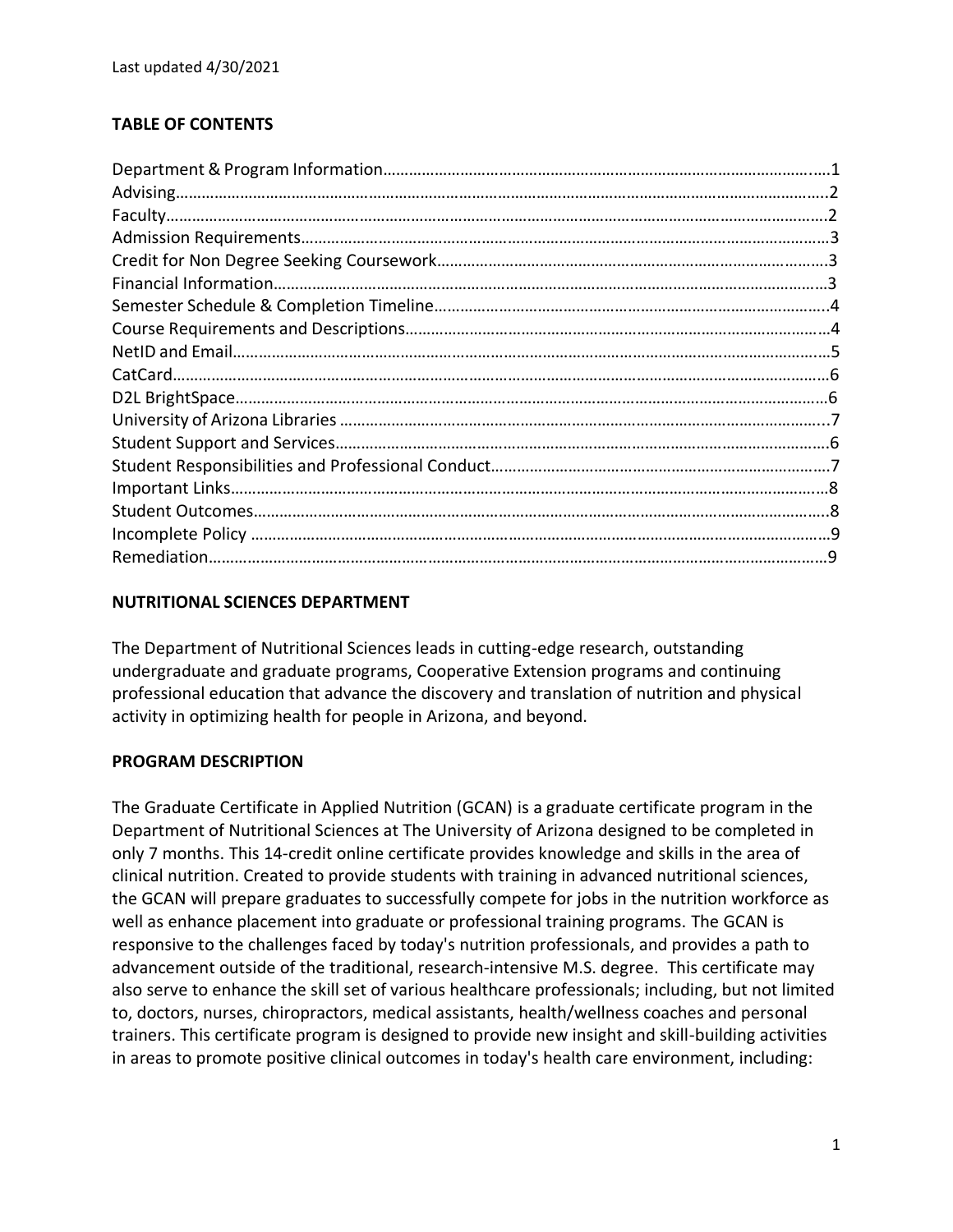Last updated 4/30/2021

## TABLE OF CONTENTS

Department & Program Information……………………………………………………………………………….….1
Advising……………………………………………………………………………………………………………………………..2
Faculty………………………………………………………………………………………………………………………………2
Admission Requirements…………………………………………………………………………………………………3
Credit for Non Degree Seeking Coursework…………………………………………………………………………3
Financial Information………………………………………………………………………………………………………3
Semester Schedule & Completion Timeline……………………………………………………………………..4
Course Requirements and Descriptions………………………………………………………………………..4
NetID and Email………………………………………………………………………………………………………….5
CatCard……………………………………………………………………………………………………………………6
D2L BrightSpace…………………………………………………………………………………………………………6
University of Arizona Libraries ………………………………………………………………………………………..7
Student Support and Services……………………………………………………………………………………6
Student Responsibilities and Professional Conduct……………………………………………………7
Important Links………………………………………………………………………………………………………...8
Student Outcomes……………………………………………………………………………………………………..8
Incomplete Policy ……………………………………………………………………………………………………..9
Remediation………………………………………………………………………………………………………………9

## NUTRITIONAL SCIENCES DEPARTMENT

The Department of Nutritional Sciences leads in cutting-edge research, outstanding undergraduate and graduate programs, Cooperative Extension programs and continuing professional education that advance the discovery and translation of nutrition and physical activity in optimizing health for people in Arizona, and beyond.

## PROGRAM DESCRIPTION

The Graduate Certificate in Applied Nutrition (GCAN) is a graduate certificate program in the Department of Nutritional Sciences at The University of Arizona designed to be completed in only 7 months. This 14-credit online certificate provides knowledge and skills in the area of clinical nutrition. Created to provide students with training in advanced nutritional sciences, the GCAN will prepare graduates to successfully compete for jobs in the nutrition workforce as well as enhance placement into graduate or professional training programs. The GCAN is responsive to the challenges faced by today's nutrition professionals, and provides a path to advancement outside of the traditional, research-intensive M.S. degree. This certificate may also serve to enhance the skill set of various healthcare professionals; including, but not limited to, doctors, nurses, chiropractors, medical assistants, health/wellness coaches and personal trainers. This certificate program is designed to provide new insight and skill-building activities in areas to promote positive clinical outcomes in today's health care environment, including: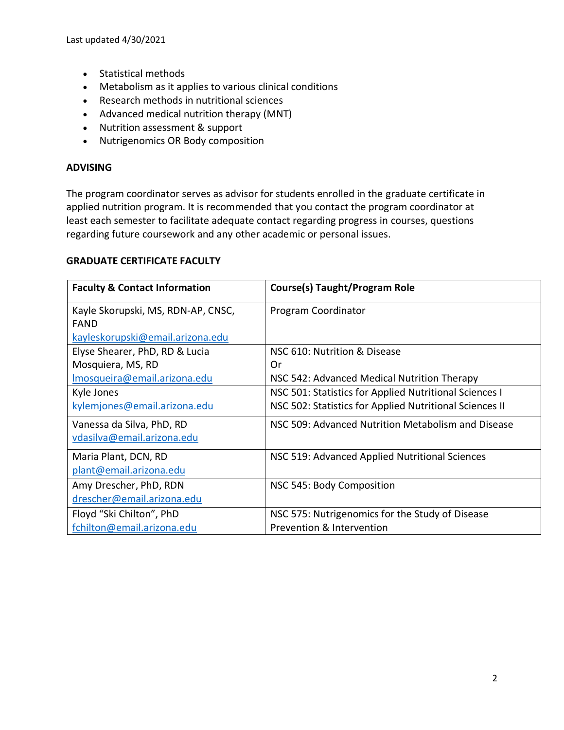- Statistical methods
- Metabolism as it applies to various clinical conditions
- Research methods in nutritional sciences
- Advanced medical nutrition therapy (MNT)
- Nutrition assessment & support
- Nutrigenomics OR Body composition

**ADVISING**

The program coordinator serves as advisor for students enrolled in the graduate certificate in applied nutrition program. It is recommended that you contact the program coordinator at least each semester to facilitate adequate contact regarding progress in courses, questions regarding future coursework and any other academic or personal issues.

**GRADUATE CERTIFICATE FACULTY**

| Faculty & Contact Information | Course(s) Taught/Program Role |
| --- | --- |
| Kayle Skorupski, MS, RDN-AP, CNSC, FAND<br>kayleskorupski@email.arizona.edu | Program Coordinator |
| Elyse Shearer, PhD, RD & Lucia Mosquiera, MS, RD<br>lmosqueira@email.arizona.edu | NSC 610: Nutrition & Disease<br>Or<br>NSC 542: Advanced Medical Nutrition Therapy |
| Kyle Jones<br>kylemjones@email.arizona.edu | NSC 501: Statistics for Applied Nutritional Sciences I<br>NSC 502: Statistics for Applied Nutritional Sciences II |
| Vanessa da Silva, PhD, RD<br>vdasilva@email.arizona.edu | NSC 509: Advanced Nutrition Metabolism and Disease |
| Maria Plant, DCN, RD<br>plant@email.arizona.edu | NSC 519: Advanced Applied Nutritional Sciences |
| Amy Drescher, PhD, RDN<br>drescher@email.arizona.edu | NSC 545: Body Composition |
| Floyd "Ski Chilton", PhD<br>fchilton@email.arizona.edu | NSC 575: Nutrigenomics for the Study of Disease Prevention & Intervention |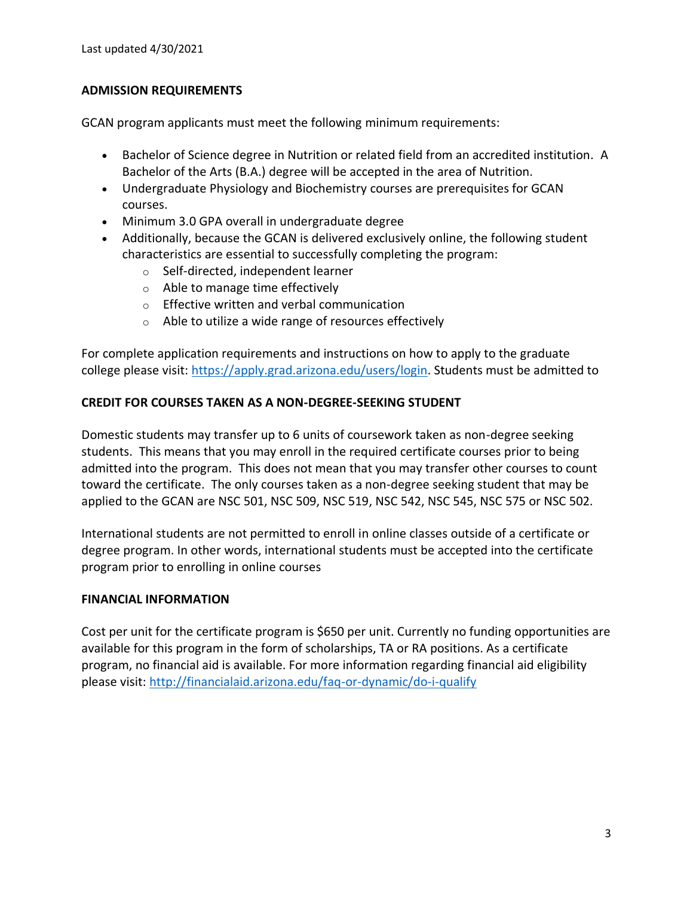Last updated 4/30/2021

## ADMISSION REQUIREMENTS

GCAN program applicants must meet the following minimum requirements:

- Bachelor of Science degree in Nutrition or related field from an accredited institution. A Bachelor of the Arts (B.A.) degree will be accepted in the area of Nutrition.
- Undergraduate Physiology and Biochemistry courses are prerequisites for GCAN courses.
- Minimum 3.0 GPA overall in undergraduate degree
- Additionally, because the GCAN is delivered exclusively online, the following student characteristics are essential to successfully completing the program:
  - Self-directed, independent learner
  - Able to manage time effectively
  - Effective written and verbal communication
  - Able to utilize a wide range of resources effectively

For complete application requirements and instructions on how to apply to the graduate college please visit: https://apply.grad.arizona.edu/users/login. Students must be admitted to

## CREDIT FOR COURSES TAKEN AS A NON-DEGREE-SEEKING STUDENT

Domestic students may transfer up to 6 units of coursework taken as non-degree seeking students. This means that you may enroll in the required certificate courses prior to being admitted into the program. This does not mean that you may transfer other courses to count toward the certificate. The only courses taken as a non-degree seeking student that may be applied to the GCAN are NSC 501, NSC 509, NSC 519, NSC 542, NSC 545, NSC 575 or NSC 502.

International students are not permitted to enroll in online classes outside of a certificate or degree program. In other words, international students must be accepted into the certificate program prior to enrolling in online courses

## FINANCIAL INFORMATION

Cost per unit for the certificate program is $650 per unit. Currently no funding opportunities are available for this program in the form of scholarships, TA or RA positions. As a certificate program, no financial aid is available. For more information regarding financial aid eligibility please visit: http://financialaid.arizona.edu/faq-or-dynamic/do-i-qualify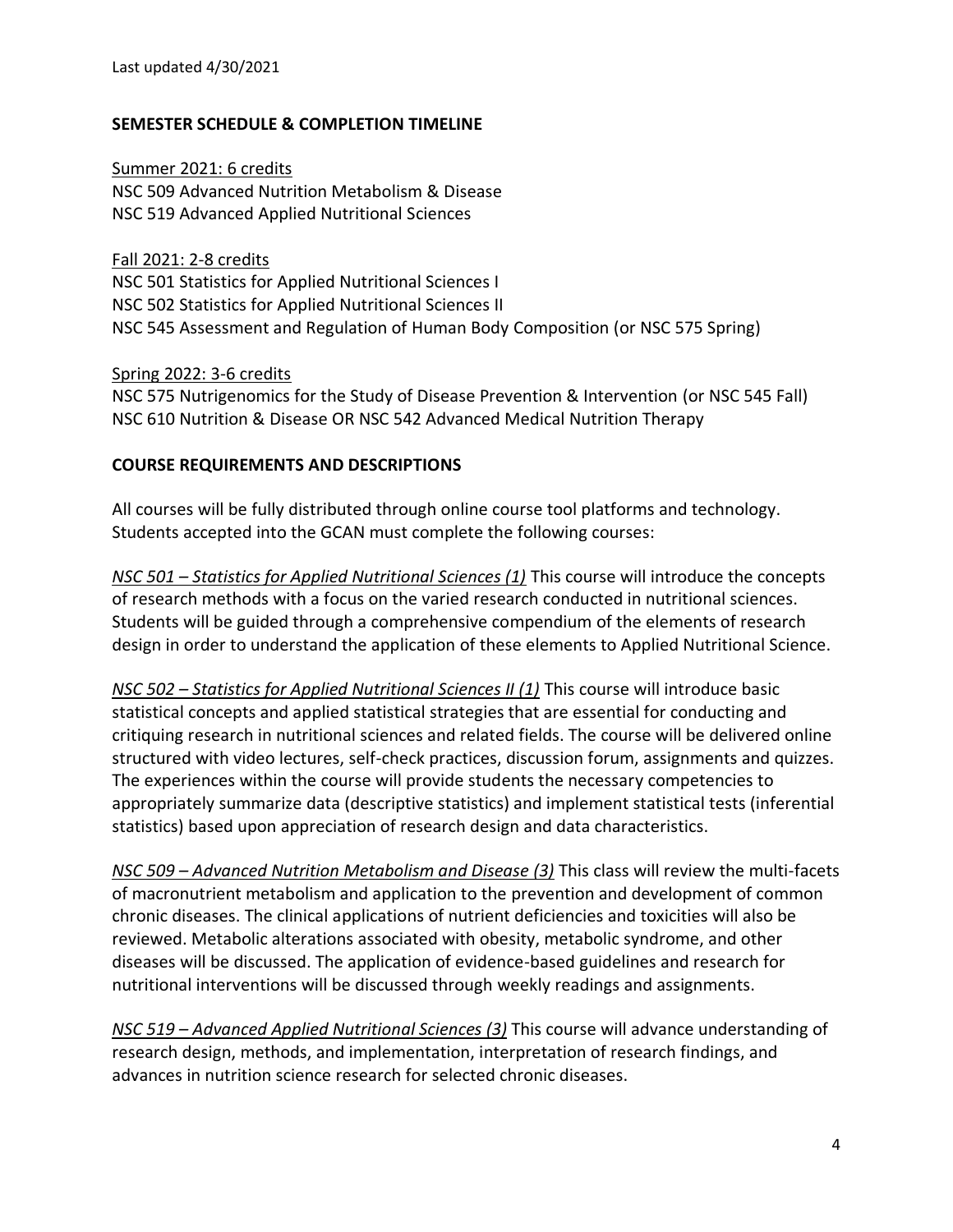Last updated 4/30/2021

**SEMESTER SCHEDULE & COMPLETION TIMELINE**

Summer 2021: 6 credits
NSC 509 Advanced Nutrition Metabolism & Disease
NSC 519 Advanced Applied Nutritional Sciences

Fall 2021: 2-8 credits
NSC 501 Statistics for Applied Nutritional Sciences I
NSC 502 Statistics for Applied Nutritional Sciences II
NSC 545 Assessment and Regulation of Human Body Composition (or NSC 575 Spring)

Spring 2022: 3-6 credits
NSC 575 Nutrigenomics for the Study of Disease Prevention & Intervention (or NSC 545 Fall)
NSC 610 Nutrition & Disease OR NSC 542 Advanced Medical Nutrition Therapy

**COURSE REQUIREMENTS AND DESCRIPTIONS**

All courses will be fully distributed through online course tool platforms and technology. Students accepted into the GCAN must complete the following courses:

*NSC 501 – Statistics for Applied Nutritional Sciences (1)* This course will introduce the concepts of research methods with a focus on the varied research conducted in nutritional sciences. Students will be guided through a comprehensive compendium of the elements of research design in order to understand the application of these elements to Applied Nutritional Science.

*NSC 502 – Statistics for Applied Nutritional Sciences II (1)* This course will introduce basic statistical concepts and applied statistical strategies that are essential for conducting and critiquing research in nutritional sciences and related fields. The course will be delivered online structured with video lectures, self-check practices, discussion forum, assignments and quizzes. The experiences within the course will provide students the necessary competencies to appropriately summarize data (descriptive statistics) and implement statistical tests (inferential statistics) based upon appreciation of research design and data characteristics.

*NSC 509 – Advanced Nutrition Metabolism and Disease (3)* This class will review the multi-facets of macronutrient metabolism and application to the prevention and development of common chronic diseases. The clinical applications of nutrient deficiencies and toxicities will also be reviewed. Metabolic alterations associated with obesity, metabolic syndrome, and other diseases will be discussed. The application of evidence-based guidelines and research for nutritional interventions will be discussed through weekly readings and assignments.

*NSC 519 – Advanced Applied Nutritional Sciences (3)* This course will advance understanding of research design, methods, and implementation, interpretation of research findings, and advances in nutrition science research for selected chronic diseases.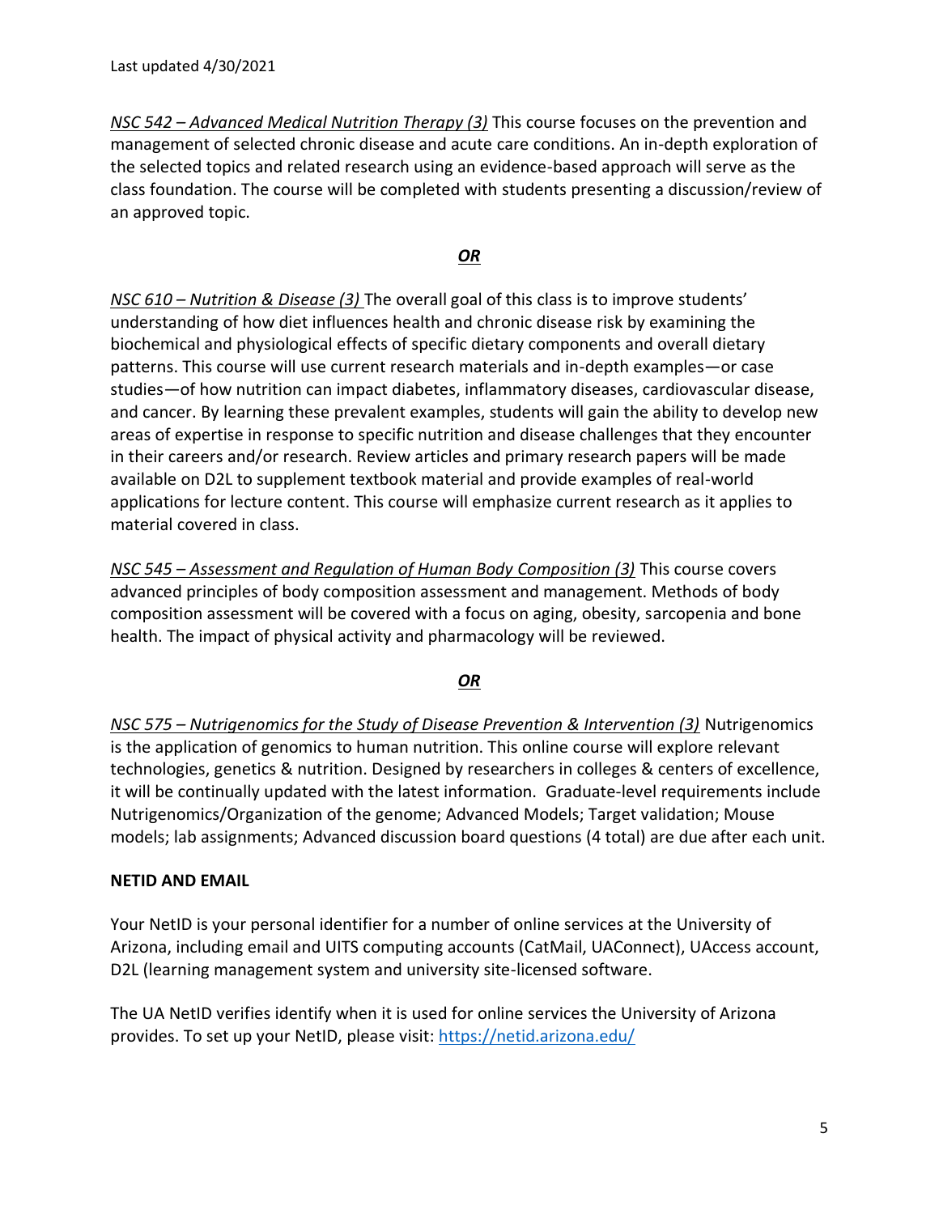*NSC 542 – Advanced Medical Nutrition Therapy (3)* This course focuses on the prevention and management of selected chronic disease and acute care conditions. An in-depth exploration of the selected topics and related research using an evidence-based approach will serve as the class foundation. The course will be completed with students presenting a discussion/review of an approved topic.

***OR***

*NSC 610 – Nutrition & Disease (3)* The overall goal of this class is to improve students' understanding of how diet influences health and chronic disease risk by examining the biochemical and physiological effects of specific dietary components and overall dietary patterns. This course will use current research materials and in-depth examples—or case studies—of how nutrition can impact diabetes, inflammatory diseases, cardiovascular disease, and cancer. By learning these prevalent examples, students will gain the ability to develop new areas of expertise in response to specific nutrition and disease challenges that they encounter in their careers and/or research. Review articles and primary research papers will be made available on D2L to supplement textbook material and provide examples of real-world applications for lecture content. This course will emphasize current research as it applies to material covered in class.

*NSC 545 – Assessment and Regulation of Human Body Composition (3)* This course covers advanced principles of body composition assessment and management. Methods of body composition assessment will be covered with a focus on aging, obesity, sarcopenia and bone health. The impact of physical activity and pharmacology will be reviewed.

***OR***

*NSC 575 – Nutrigenomics for the Study of Disease Prevention & Intervention (3)* Nutrigenomics is the application of genomics to human nutrition. This online course will explore relevant technologies, genetics & nutrition. Designed by researchers in colleges & centers of excellence, it will be continually updated with the latest information. Graduate-level requirements include Nutrigenomics/Organization of the genome; Advanced Models; Target validation; Mouse models; lab assignments; Advanced discussion board questions (4 total) are due after each unit.

**NETID AND EMAIL**

Your NetID is your personal identifier for a number of online services at the University of Arizona, including email and UITS computing accounts (CatMail, UAConnect), UAccess account, D2L (learning management system and university site-licensed software.

The UA NetID verifies identify when it is used for online services the University of Arizona provides. To set up your NetID, please visit: [https://netid.arizona.edu/](https://netid.arizona.edu/)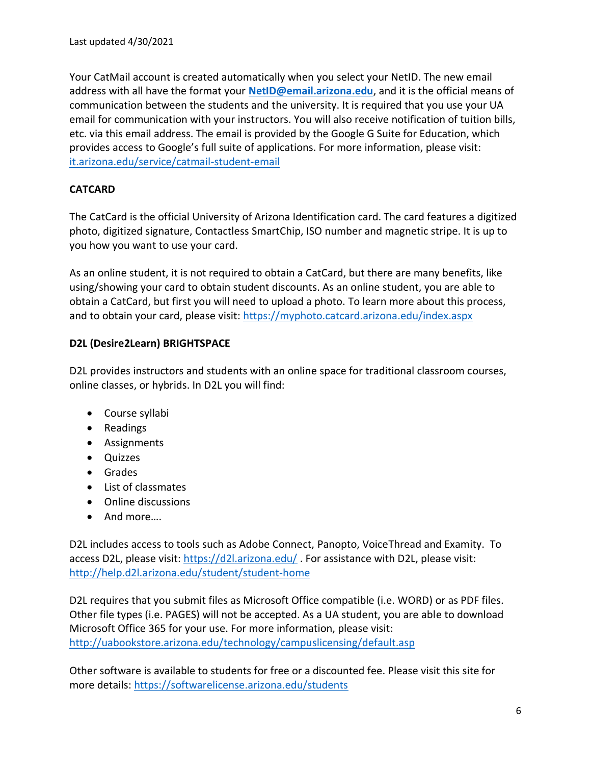Your CatMail account is created automatically when you select your NetID. The new email address with all have the format your **NetID@email.arizona.edu**, and it is the official means of communication between the students and the university. It is required that you use your UA email for communication with your instructors. You will also receive notification of tuition bills, etc. via this email address. The email is provided by the Google G Suite for Education, which provides access to Google's full suite of applications. For more information, please visit: it.arizona.edu/service/catmail-student-email

**CATCARD**

The CatCard is the official University of Arizona Identification card. The card features a digitized photo, digitized signature, Contactless SmartChip, ISO number and magnetic stripe. It is up to you how you want to use your card.

As an online student, it is not required to obtain a CatCard, but there are many benefits, like using/showing your card to obtain student discounts. As an online student, you are able to obtain a CatCard, but first you will need to upload a photo. To learn more about this process, and to obtain your card, please visit: https://myphoto.catcard.arizona.edu/index.aspx

**D2L (Desire2Learn) BRIGHTSPACE**

D2L provides instructors and students with an online space for traditional classroom courses, online classes, or hybrids. In D2L you will find:

- Course syllabi
- Readings
- Assignments
- Quizzes
- Grades
- List of classmates
- Online discussions
- And more….

D2L includes access to tools such as Adobe Connect, Panopto, VoiceThread and Examity. To access D2L, please visit: https://d2l.arizona.edu/ . For assistance with D2L, please visit: http://help.d2l.arizona.edu/student/student-home

D2L requires that you submit files as Microsoft Office compatible (i.e. WORD) or as PDF files. Other file types (i.e. PAGES) will not be accepted. As a UA student, you are able to download Microsoft Office 365 for your use. For more information, please visit: http://uabookstore.arizona.edu/technology/campuslicensing/default.asp

Other software is available to students for free or a discounted fee. Please visit this site for more details: https://softwarelicense.arizona.edu/students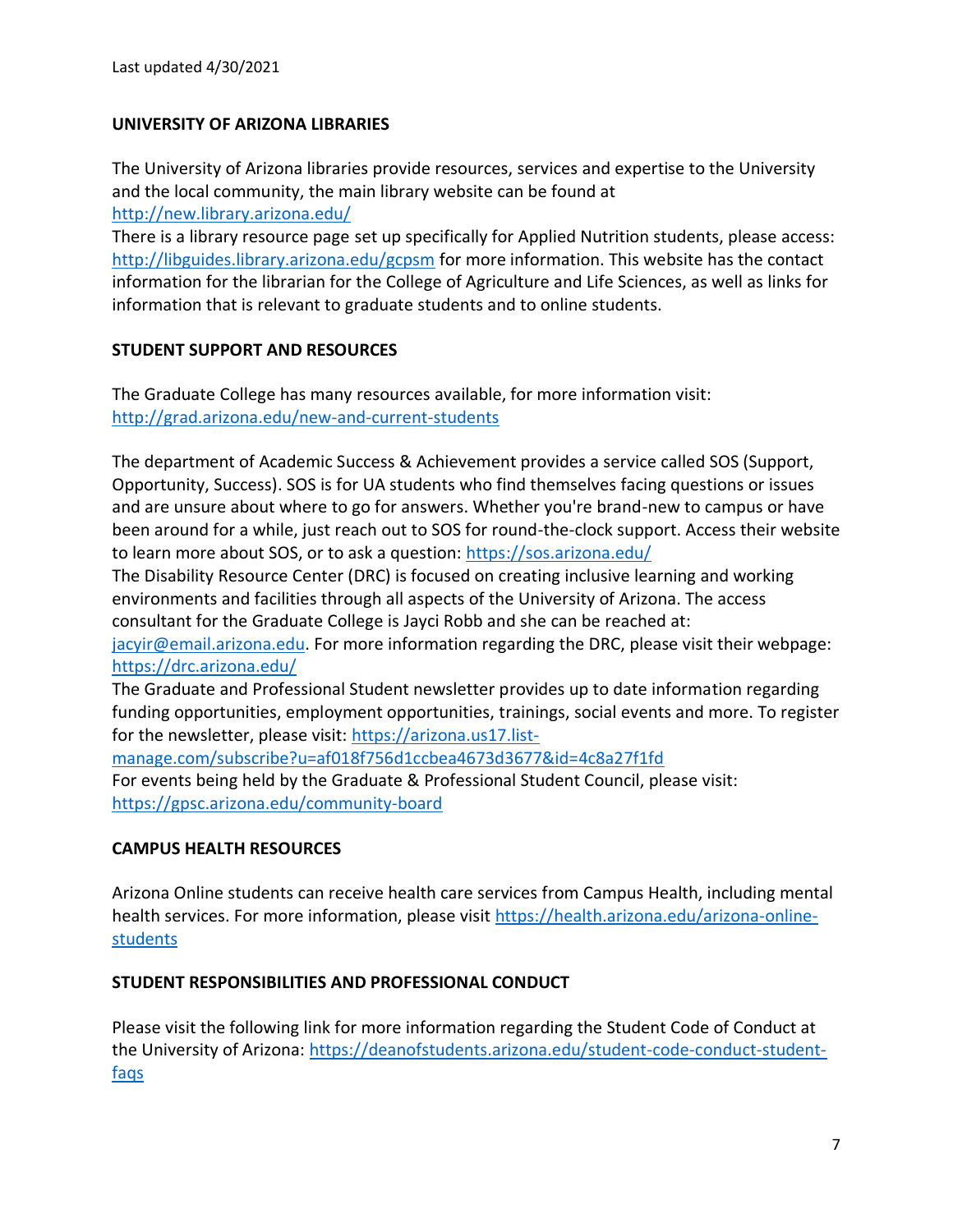Last updated 4/30/2021

## UNIVERSITY OF ARIZONA LIBRARIES

The University of Arizona libraries provide resources, services and expertise to the University and the local community, the main library website can be found at http://new.library.arizona.edu/

There is a library resource page set up specifically for Applied Nutrition students, please access: http://libguides.library.arizona.edu/gcpsm for more information. This website has the contact information for the librarian for the College of Agriculture and Life Sciences, as well as links for information that is relevant to graduate students and to online students.

## STUDENT SUPPORT AND RESOURCES

The Graduate College has many resources available, for more information visit: http://grad.arizona.edu/new-and-current-students

The department of Academic Success & Achievement provides a service called SOS (Support, Opportunity, Success). SOS is for UA students who find themselves facing questions or issues and are unsure about where to go for answers. Whether you're brand-new to campus or have been around for a while, just reach out to SOS for round-the-clock support. Access their website to learn more about SOS, or to ask a question: https://sos.arizona.edu/

The Disability Resource Center (DRC) is focused on creating inclusive learning and working environments and facilities through all aspects of the University of Arizona. The access consultant for the Graduate College is Jayci Robb and she can be reached at: jacyir@email.arizona.edu. For more information regarding the DRC, please visit their webpage: https://drc.arizona.edu/

The Graduate and Professional Student newsletter provides up to date information regarding funding opportunities, employment opportunities, trainings, social events and more. To register for the newsletter, please visit: https://arizona.us17.list-manage.com/subscribe?u=af018f756d1ccbea4673d3677&id=4c8a27f1fd

For events being held by the Graduate & Professional Student Council, please visit: https://gpsc.arizona.edu/community-board

## CAMPUS HEALTH RESOURCES

Arizona Online students can receive health care services from Campus Health, including mental health services. For more information, please visit https://health.arizona.edu/arizona-online-students

## STUDENT RESPONSIBILITIES AND PROFESSIONAL CONDUCT

Please visit the following link for more information regarding the Student Code of Conduct at the University of Arizona: https://deanofstudents.arizona.edu/student-code-conduct-student-faqs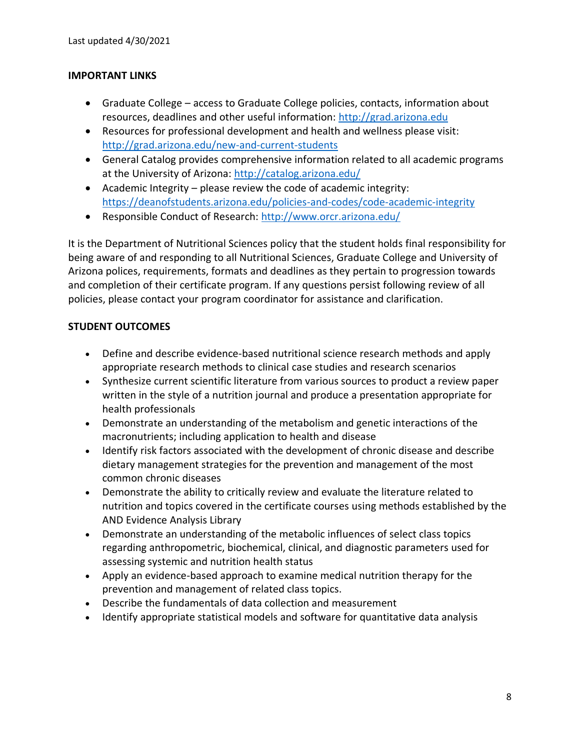Last updated 4/30/2021

**IMPORTANT LINKS**

- Graduate College – access to Graduate College policies, contacts, information about resources, deadlines and other useful information: http://grad.arizona.edu
- Resources for professional development and health and wellness please visit: http://grad.arizona.edu/new-and-current-students
- General Catalog provides comprehensive information related to all academic programs at the University of Arizona: http://catalog.arizona.edu/
- Academic Integrity – please review the code of academic integrity: https://deanofstudents.arizona.edu/policies-and-codes/code-academic-integrity
- Responsible Conduct of Research: http://www.orcr.arizona.edu/

It is the Department of Nutritional Sciences policy that the student holds final responsibility for being aware of and responding to all Nutritional Sciences, Graduate College and University of Arizona polices, requirements, formats and deadlines as they pertain to progression towards and completion of their certificate program. If any questions persist following review of all policies, please contact your program coordinator for assistance and clarification.

**STUDENT OUTCOMES**

- Define and describe evidence-based nutritional science research methods and apply appropriate research methods to clinical case studies and research scenarios
- Synthesize current scientific literature from various sources to product a review paper written in the style of a nutrition journal and produce a presentation appropriate for health professionals
- Demonstrate an understanding of the metabolism and genetic interactions of the macronutrients; including application to health and disease
- Identify risk factors associated with the development of chronic disease and describe dietary management strategies for the prevention and management of the most common chronic diseases
- Demonstrate the ability to critically review and evaluate the literature related to nutrition and topics covered in the certificate courses using methods established by the AND Evidence Analysis Library
- Demonstrate an understanding of the metabolic influences of select class topics regarding anthropometric, biochemical, clinical, and diagnostic parameters used for assessing systemic and nutrition health status
- Apply an evidence-based approach to examine medical nutrition therapy for the prevention and management of related class topics.
- Describe the fundamentals of data collection and measurement
- Identify appropriate statistical models and software for quantitative data analysis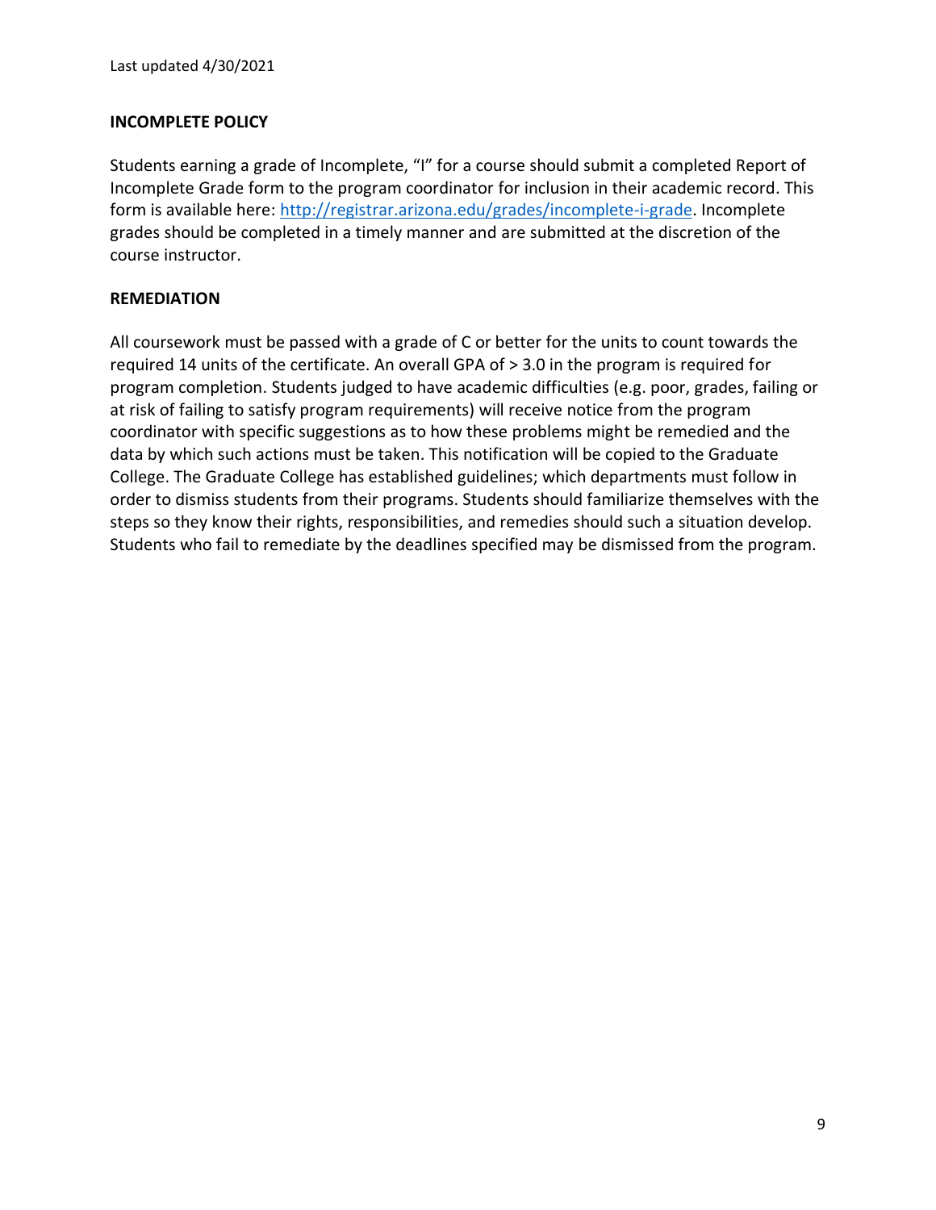## INCOMPLETE POLICY

Students earning a grade of Incomplete, "I" for a course should submit a completed Report of Incomplete Grade form to the program coordinator for inclusion in their academic record. This form is available here: [http://registrar.arizona.edu/grades/incomplete-i-grade](http://registrar.arizona.edu/grades/incomplete-i-grade). Incomplete grades should be completed in a timely manner and are submitted at the discretion of the course instructor.

## REMEDIATION

All coursework must be passed with a grade of C or better for the units to count towards the required 14 units of the certificate. An overall GPA of > 3.0 in the program is required for program completion. Students judged to have academic difficulties (e.g. poor, grades, failing or at risk of failing to satisfy program requirements) will receive notice from the program coordinator with specific suggestions as to how these problems might be remedied and the data by which such actions must be taken. This notification will be copied to the Graduate College. The Graduate College has established guidelines; which departments must follow in order to dismiss students from their programs. Students should familiarize themselves with the steps so they know their rights, responsibilities, and remedies should such a situation develop. Students who fail to remediate by the deadlines specified may be dismissed from the program.